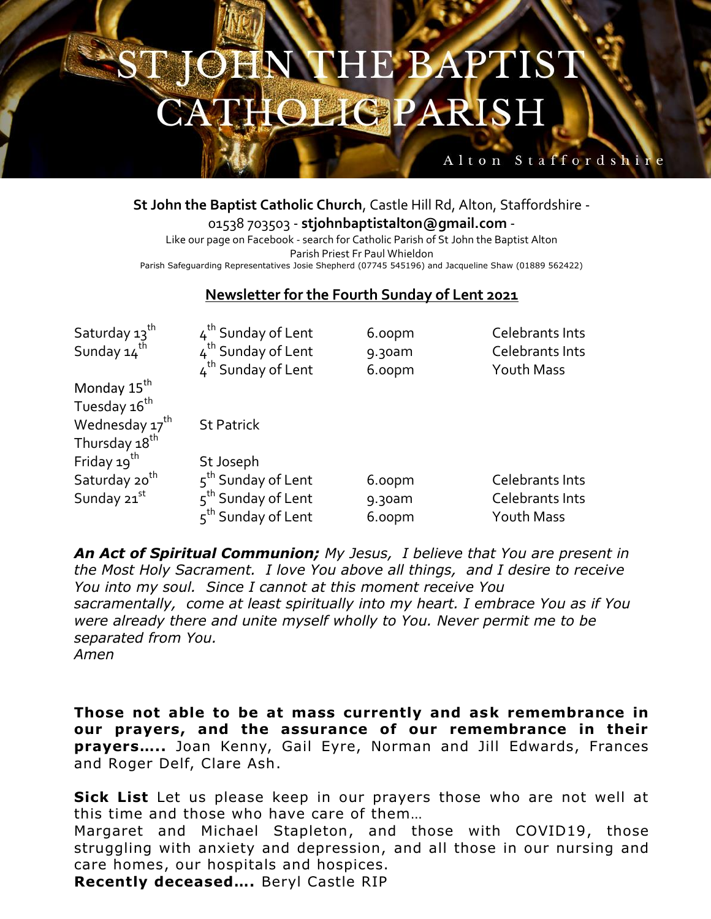# ST JOHN THE BAPTIST CATHOLIC PARISH

Alton Staffordshire

**St John the Baptist Catholic Church**, Castle Hill Rd, Alton, Staffordshire - 01538 703503 - **stjohnbaptistalton@gmail.com** -
Like our page on Facebook - search for Catholic Parish of St John the Baptist Alton
Parish Priest Fr Paul Whieldon
Parish Safeguarding Representatives Josie Shepherd (07745 545196) and Jacqueline Shaw (01889 562422)

## Newsletter for the Fourth Sunday of Lent 2021

| | | | |
|---|---|---|---|
| Saturday 13th | 4th Sunday of Lent | 6.00pm | Celebrants Ints |
| Sunday 14th | 4th Sunday of Lent | 9.30am | Celebrants Ints |
| | 4th Sunday of Lent | 6.00pm | Youth Mass |
| Monday 15th | | | |
| Tuesday 16th | | | |
| Wednesday 17th | St Patrick | | |
| Thursday 18th | | | |
| Friday 19th | St Joseph | | |
| Saturday 20th | 5th Sunday of Lent | 6.00pm | Celebrants Ints |
| Sunday 21st | 5th Sunday of Lent | 9.30am | Celebrants Ints |
| | 5th Sunday of Lent | 6.00pm | Youth Mass |

***An Act of Spiritual Communion;*** *My Jesus, I believe that You are present in the Most Holy Sacrament. I love You above all things, and I desire to receive You into my soul. Since I cannot at this moment receive You sacramentally, come at least spiritually into my heart. I embrace You as if You were already there and unite myself wholly to You. Never permit me to be separated from You.*
*Amen*

**Those not able to be at mass currently and ask remembrance in our prayers, and the assurance of our remembrance in their prayers…..** Joan Kenny, Gail Eyre, Norman and Jill Edwards, Frances and Roger Delf, Clare Ash.

**Sick List** Let us please keep in our prayers those who are not well at this time and those who have care of them…
Margaret and Michael Stapleton, and those with COVID19, those struggling with anxiety and depression, and all those in our nursing and care homes, our hospitals and hospices.
**Recently deceased….** Beryl Castle RIP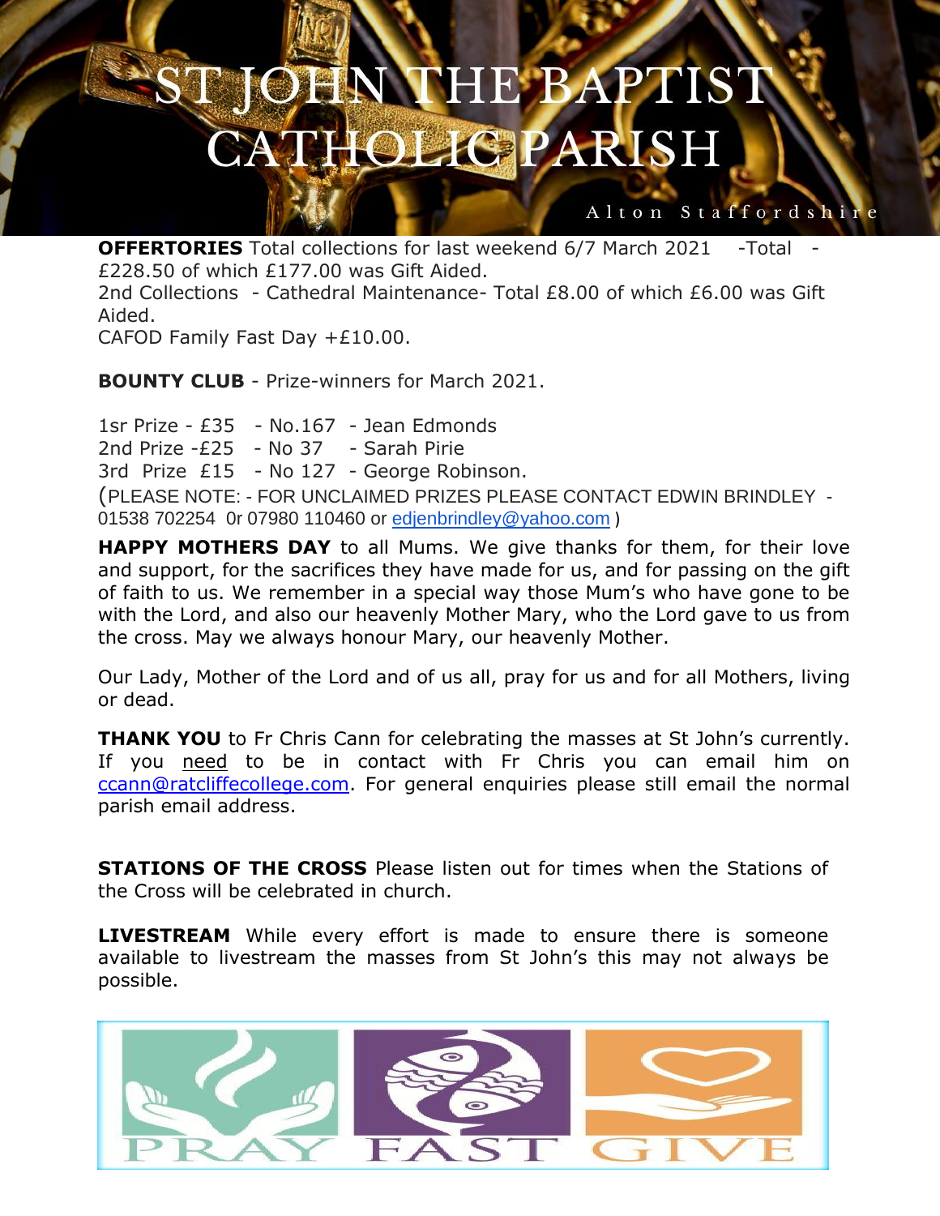ST JOHN THE BAPTIST CATHOLIC PARISH

Alton Staffordshire

**OFFERTORIES** Total collections for last weekend 6/7 March 2021 -Total - £228.50 of which £177.00 was Gift Aided.
2nd Collections - Cathedral Maintenance- Total £8.00 of which £6.00 was Gift Aided.
CAFOD Family Fast Day +£10.00.

**BOUNTY CLUB** - Prize-winners for March 2021.

1sr Prize - £35 - No.167 - Jean Edmonds
2nd Prize -£25 - No 37 - Sarah Pirie
3rd Prize £15 - No 127 - George Robinson.
(PLEASE NOTE: - FOR UNCLAIMED PRIZES PLEASE CONTACT EDWIN BRINDLEY - 01538 702254 0r 07980 110460 or edjenbrindley@yahoo.com )

**HAPPY MOTHERS DAY** to all Mums. We give thanks for them, for their love and support, for the sacrifices they have made for us, and for passing on the gift of faith to us. We remember in a special way those Mum's who have gone to be with the Lord, and also our heavenly Mother Mary, who the Lord gave to us from the cross. May we always honour Mary, our heavenly Mother.

Our Lady, Mother of the Lord and of us all, pray for us and for all Mothers, living or dead.

**THANK YOU** to Fr Chris Cann for celebrating the masses at St John's currently. If you need to be in contact with Fr Chris you can email him on ccann@ratcliffecollege.com. For general enquiries please still email the normal parish email address.

**STATIONS OF THE CROSS** Please listen out for times when the Stations of the Cross will be celebrated in church.

**LIVESTREAM** While every effort is made to ensure there is someone available to livestream the masses from St John's this may not always be possible.

PRAY FAST GIVE